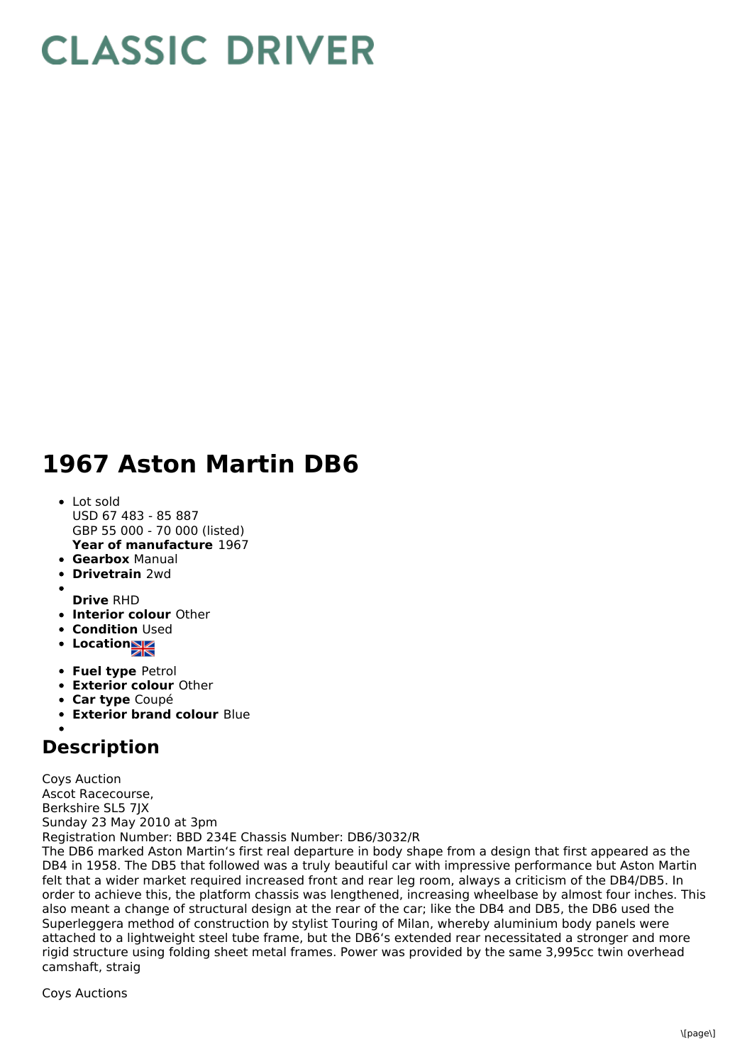# CLASSIC DRIVER

# 1967 Aston Martin DB6

- Lot sold
  USD 67 483 - 85 887
  GBP 55 000 - 70 000 (listed)
  **Year of manufacture** 1967
- **Gearbox** Manual
- **Drivetrain** 2wd
- 
  **Drive** RHD
- **Interior colour** Other
- **Condition** Used
- **Location**
- **Fuel type** Petrol
- **Exterior colour** Other
- **Car type** Coupé
- **Exterior brand colour** Blue
- 

## Description

Coys Auction
Ascot Racecourse,
Berkshire SL5 7JX
Sunday 23 May 2010 at 3pm
Registration Number: BBD 234E Chassis Number: DB6/3032/R
The DB6 marked Aston Martin's first real departure in body shape from a design that first appeared as the DB4 in 1958. The DB5 that followed was a truly beautiful car with impressive performance but Aston Martin felt that a wider market required increased front and rear leg room, always a criticism of the DB4/DB5. In order to achieve this, the platform chassis was lengthened, increasing wheelbase by almost four inches. This also meant a change of structural design at the rear of the car; like the DB4 and DB5, the DB6 used the Superleggera method of construction by stylist Touring of Milan, whereby aluminium body panels were attached to a lightweight steel tube frame, but the DB6's extended rear necessitated a stronger and more rigid structure using folding sheet metal frames. Power was provided by the same 3,995cc twin overhead camshaft, straig

Coys Auctions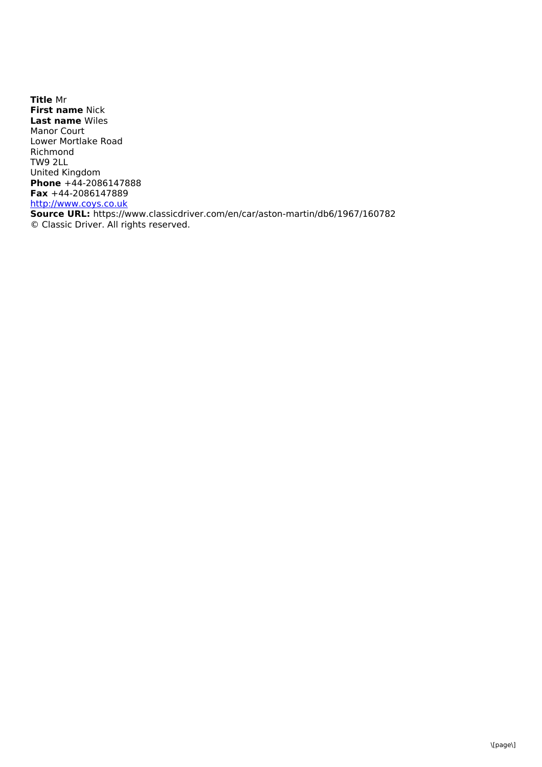**Title** Mr
**First name** Nick
**Last name** Wiles
Manor Court
Lower Mortlake Road
Richmond
TW9 2LL
United Kingdom
**Phone** +44-2086147888
**Fax** +44-2086147889
[http://www.coys.co.uk](http://www.coys.co.uk)
**Source URL:** https://www.classicdriver.com/en/car/aston-martin/db6/1967/160782
© Classic Driver. All rights reserved.